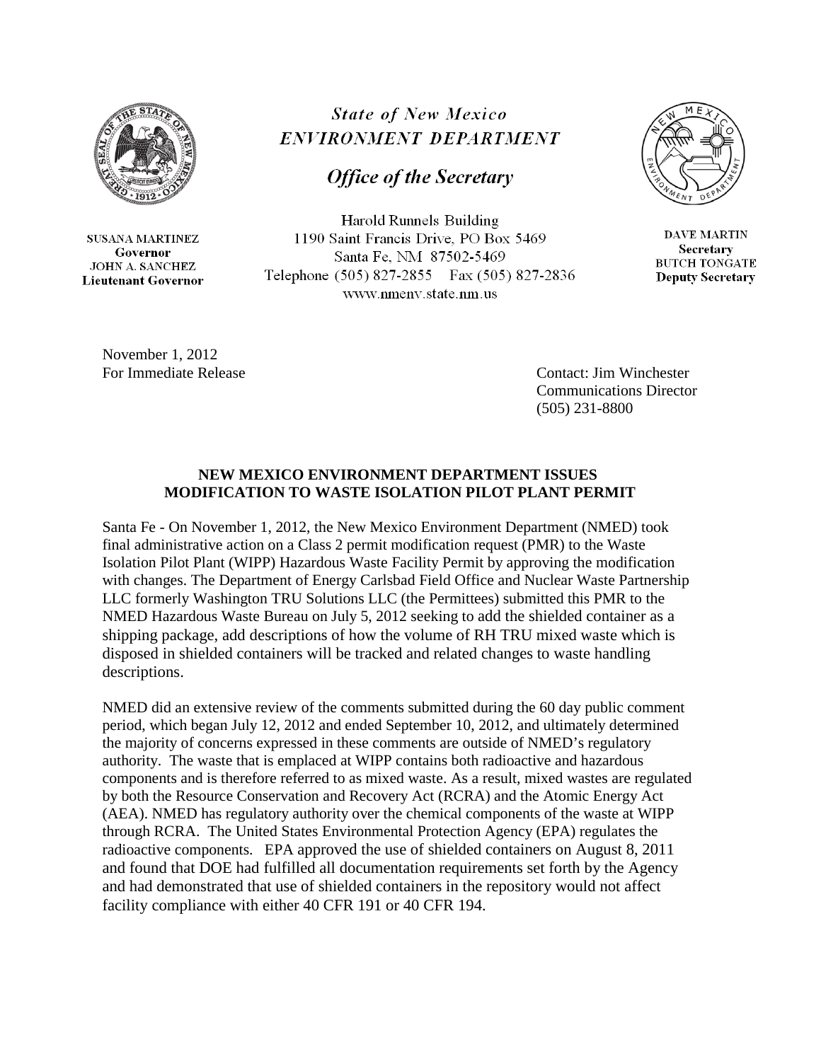*State of New Mexico*
*ENVIRONMENT DEPARTMENT*

***Office of the Secretary***

Harold Runnels Building
1190 Saint Francis Drive, PO Box 5469
Santa Fe, NM 87502-5469
Telephone (505) 827-2855 Fax (505) 827-2836
www.nmenv.state.nm.us

SUSANA MARTINEZ
**Governor**
JOHN A. SANCHEZ
**Lieutenant Governor**

DAVE MARTIN
**Secretary**
BUTCH TONGATE
**Deputy Secretary**

November 1, 2012
For Immediate Release

Contact: Jim Winchester
Communications Director
(505) 231-8800

**NEW MEXICO ENVIRONMENT DEPARTMENT ISSUES MODIFICATION TO WASTE ISOLATION PILOT PLANT PERMIT**

Santa Fe - On November 1, 2012, the New Mexico Environment Department (NMED) took final administrative action on a Class 2 permit modification request (PMR) to the Waste Isolation Pilot Plant (WIPP) Hazardous Waste Facility Permit by approving the modification with changes. The Department of Energy Carlsbad Field Office and Nuclear Waste Partnership LLC formerly Washington TRU Solutions LLC (the Permittees) submitted this PMR to the NMED Hazardous Waste Bureau on July 5, 2012 seeking to add the shielded container as a shipping package, add descriptions of how the volume of RH TRU mixed waste which is disposed in shielded containers will be tracked and related changes to waste handling descriptions.

NMED did an extensive review of the comments submitted during the 60 day public comment period, which began July 12, 2012 and ended September 10, 2012, and ultimately determined the majority of concerns expressed in these comments are outside of NMED's regulatory authority. The waste that is emplaced at WIPP contains both radioactive and hazardous components and is therefore referred to as mixed waste. As a result, mixed wastes are regulated by both the Resource Conservation and Recovery Act (RCRA) and the Atomic Energy Act (AEA). NMED has regulatory authority over the chemical components of the waste at WIPP through RCRA. The United States Environmental Protection Agency (EPA) regulates the radioactive components. EPA approved the use of shielded containers on August 8, 2011 and found that DOE had fulfilled all documentation requirements set forth by the Agency and had demonstrated that use of shielded containers in the repository would not affect facility compliance with either 40 CFR 191 or 40 CFR 194.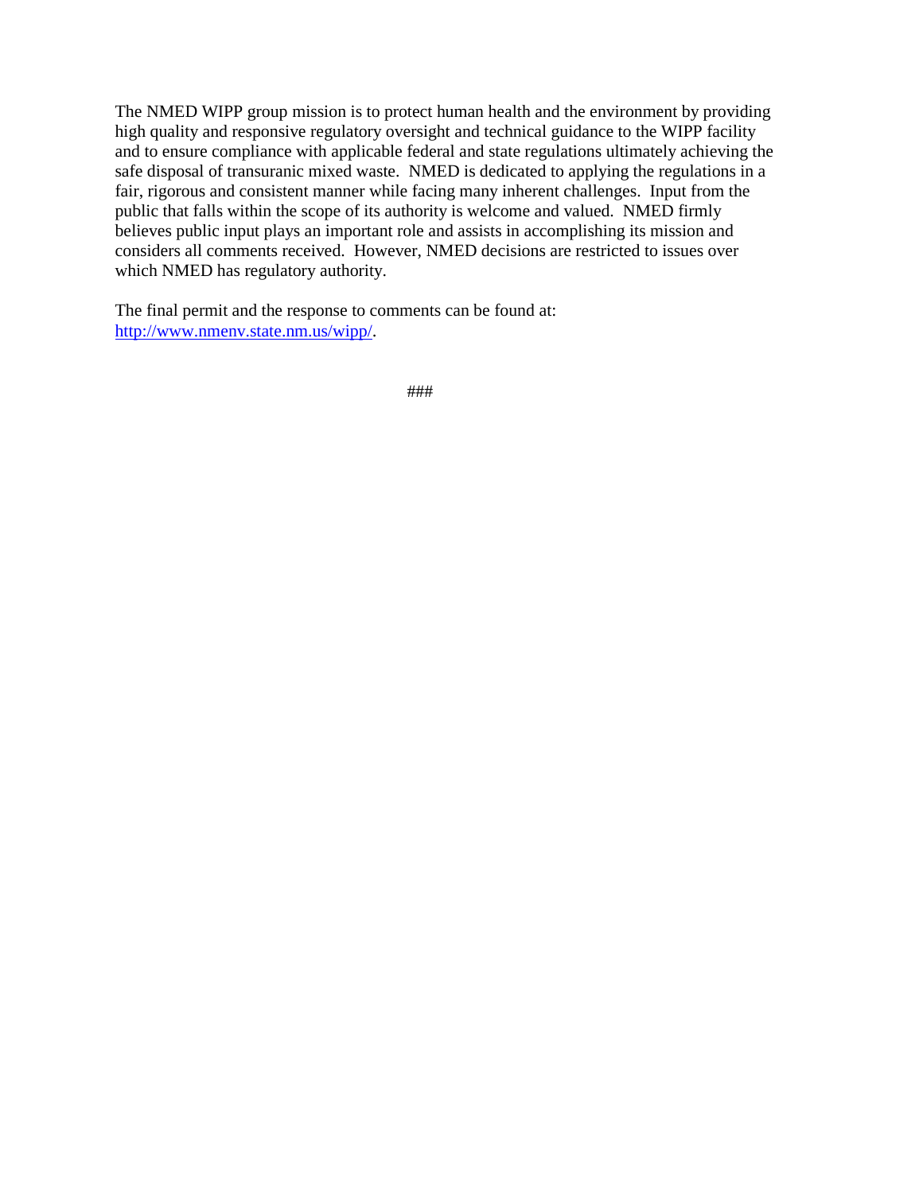The NMED WIPP group mission is to protect human health and the environment by providing high quality and responsive regulatory oversight and technical guidance to the WIPP facility and to ensure compliance with applicable federal and state regulations ultimately achieving the safe disposal of transuranic mixed waste.  NMED is dedicated to applying the regulations in a fair, rigorous and consistent manner while facing many inherent challenges.  Input from the public that falls within the scope of its authority is welcome and valued.  NMED firmly believes public input plays an important role and assists in accomplishing its mission and considers all comments received.  However, NMED decisions are restricted to issues over which NMED has regulatory authority.

The final permit and the response to comments can be found at: [http://www.nmenv.state.nm.us/wipp/](http://www.nmenv.state.nm.us/wipp/).

###